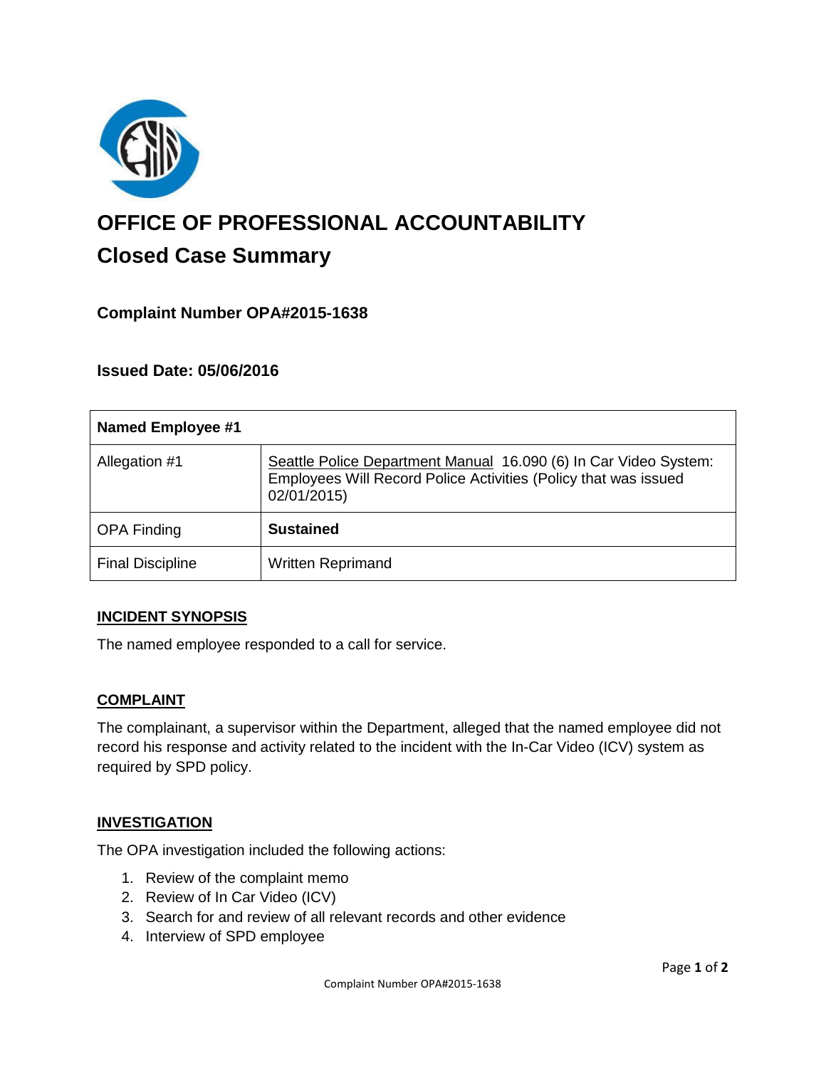# OFFICE OF PROFESSIONAL ACCOUNTABILITY

## Closed Case Summary

### Complaint Number OPA#2015-1638

### Issued Date: 05/06/2016

| Named Employee #1 | |
|---|---|
| Allegation #1 | Seattle Police Department Manual 16.090 (6) In Car Video System: Employees Will Record Police Activities (Policy that was issued 02/01/2015) |
| OPA Finding | **Sustained** |
| Final Discipline | Written Reprimand |

**INCIDENT SYNOPSIS**

The named employee responded to a call for service.

**COMPLAINT**

The complainant, a supervisor within the Department, alleged that the named employee did not record his response and activity related to the incident with the In-Car Video (ICV) system as required by SPD policy.

**INVESTIGATION**

The OPA investigation included the following actions:

1. Review of the complaint memo
2. Review of In Car Video (ICV)
3. Search for and review of all relevant records and other evidence
4. Interview of SPD employee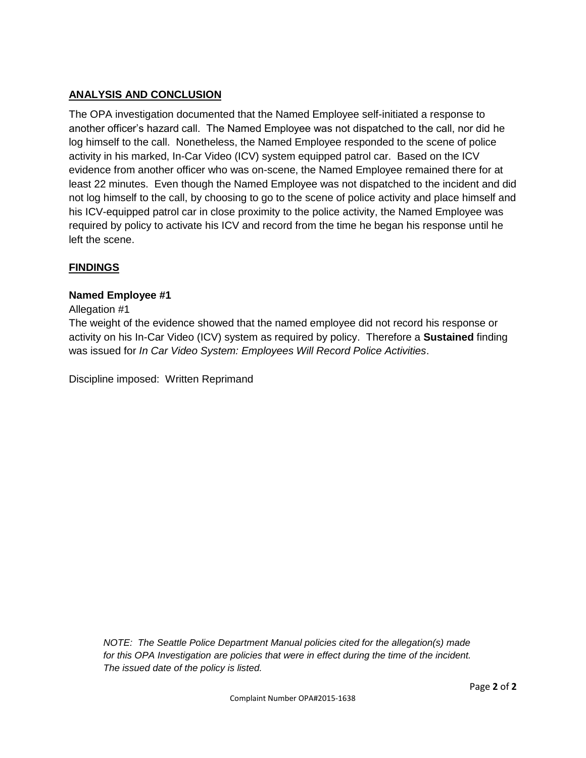## ANALYSIS AND CONCLUSION

The OPA investigation documented that the Named Employee self-initiated a response to another officer's hazard call. The Named Employee was not dispatched to the call, nor did he log himself to the call. Nonetheless, the Named Employee responded to the scene of police activity in his marked, In-Car Video (ICV) system equipped patrol car. Based on the ICV evidence from another officer who was on-scene, the Named Employee remained there for at least 22 minutes. Even though the Named Employee was not dispatched to the incident and did not log himself to the call, by choosing to go to the scene of police activity and place himself and his ICV-equipped patrol car in close proximity to the police activity, the Named Employee was required by policy to activate his ICV and record from the time he began his response until he left the scene.

## FINDINGS

**Named Employee #1**

Allegation #1

The weight of the evidence showed that the named employee did not record his response or activity on his In-Car Video (ICV) system as required by policy. Therefore a **Sustained** finding was issued for *In Car Video System: Employees Will Record Police Activities*.

Discipline imposed: Written Reprimand

*NOTE: The Seattle Police Department Manual policies cited for the allegation(s) made for this OPA Investigation are policies that were in effect during the time of the incident. The issued date of the policy is listed.*

Complaint Number OPA#2015-1638